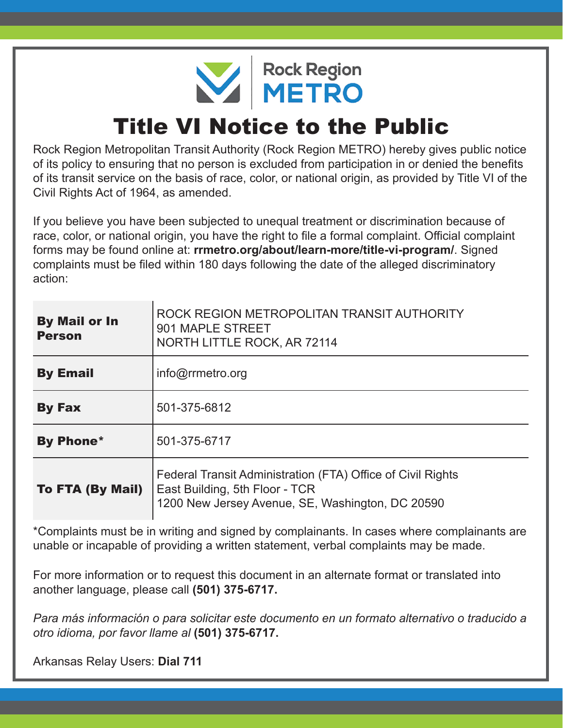Rock Region METRO

# Title VI Notice to the Public

Rock Region Metropolitan Transit Authority (Rock Region METRO) hereby gives public notice of its policy to ensuring that no person is excluded from participation in or denied the benefits of its transit service on the basis of race, color, or national origin, as provided by Title VI of the Civil Rights Act of 1964, as amended.

If you believe you have been subjected to unequal treatment or discrimination because of race, color, or national origin, you have the right to file a formal complaint. Official complaint forms may be found online at: **rrmetro.org/about/learn-more/title-vi-program/**. Signed complaints must be filed within 180 days following the date of the alleged discriminatory action:

| | |
|---|---|
| **By Mail or In Person** | ROCK REGION METROPOLITAN TRANSIT AUTHORITY<br>901 MAPLE STREET<br>NORTH LITTLE ROCK, AR 72114 |
| **By Email** | info@rrmetro.org |
| **By Fax** | 501-375-6812 |
| **By Phone*** | 501-375-6717 |
| **To FTA (By Mail)** | Federal Transit Administration (FTA) Office of Civil Rights<br>East Building, 5th Floor - TCR<br>1200 New Jersey Avenue, SE, Washington, DC 20590 |

*Complaints must be in writing and signed by complainants. In cases where complainants are unable or incapable of providing a written statement, verbal complaints may be made.

For more information or to request this document in an alternate format or translated into another language, please call **(501) 375-6717.**

*Para más información o para solicitar este documento en un formato alternativo o traducido a otro idioma, por favor llame al* **(501) 375-6717.**

Arkansas Relay Users: **Dial 711**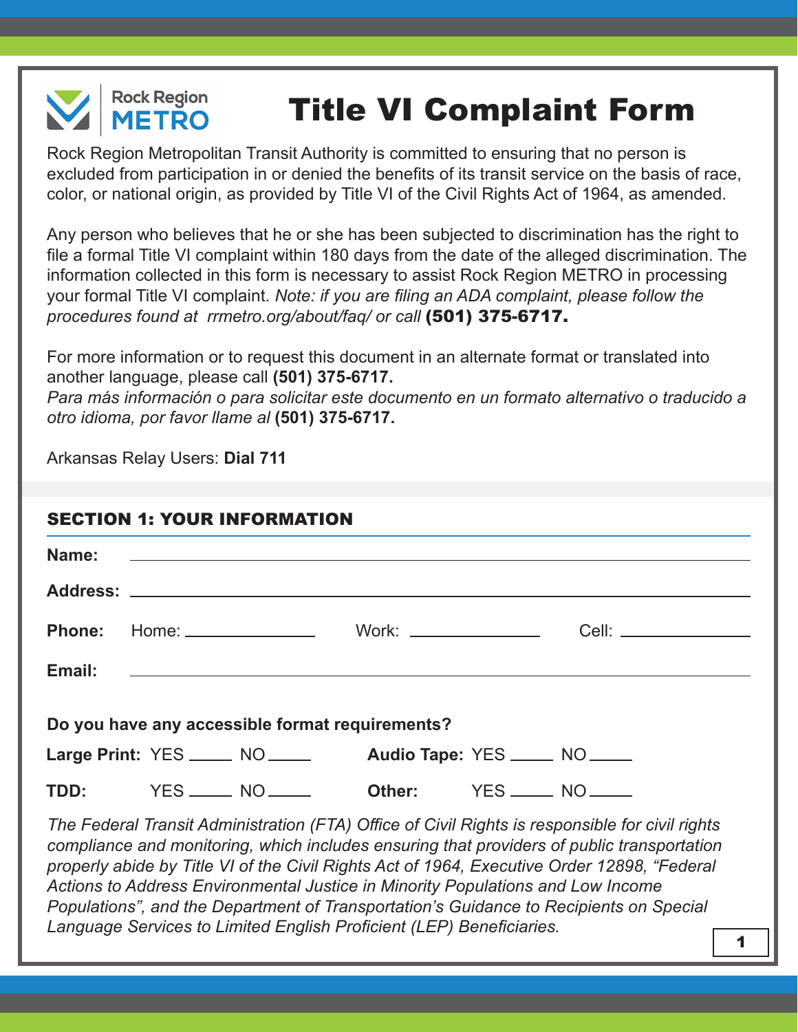Rock Region METRO

# Title VI Complaint Form

Rock Region Metropolitan Transit Authority is committed to ensuring that no person is excluded from participation in or denied the benefits of its transit service on the basis of race, color, or national origin, as provided by Title VI of the Civil Rights Act of 1964, as amended.

Any person who believes that he or she has been subjected to discrimination has the right to file a formal Title VI complaint within 180 days from the date of the alleged discrimination. The information collected in this form is necessary to assist Rock Region METRO in processing your formal Title VI complaint. *Note: if you are filing an ADA complaint, please follow the procedures found at rrmetro.org/about/faq/ or call* **(501) 375-6717.**

For more information or to request this document in an alternate format or translated into another language, please call **(501) 375-6717.**
*Para más información o para solicitar este documento en un formato alternativo o traducido a otro idioma, por favor llame al* **(501) 375-6717.**

Arkansas Relay Users: **Dial 711**

## SECTION 1: YOUR INFORMATION

**Name:** ______________________________

**Address:** ______________________________

**Phone:** Home: ____________ Work: ____________ Cell: ____________

**Email:** ______________________________

**Do you have any accessible format requirements?**

**Large Print:** YES _____ NO _____ **Audio Tape:** YES _____ NO _____

**TDD:** YES _____ NO _____ **Other:** YES _____ NO _____

*The Federal Transit Administration (FTA) Office of Civil Rights is responsible for civil rights compliance and monitoring, which includes ensuring that providers of public transportation properly abide by Title VI of the Civil Rights Act of 1964, Executive Order 12898, "Federal Actions to Address Environmental Justice in Minority Populations and Low Income Populations", and the Department of Transportation's Guidance to Recipients on Special Language Services to Limited English Proficient (LEP) Beneficiaries.*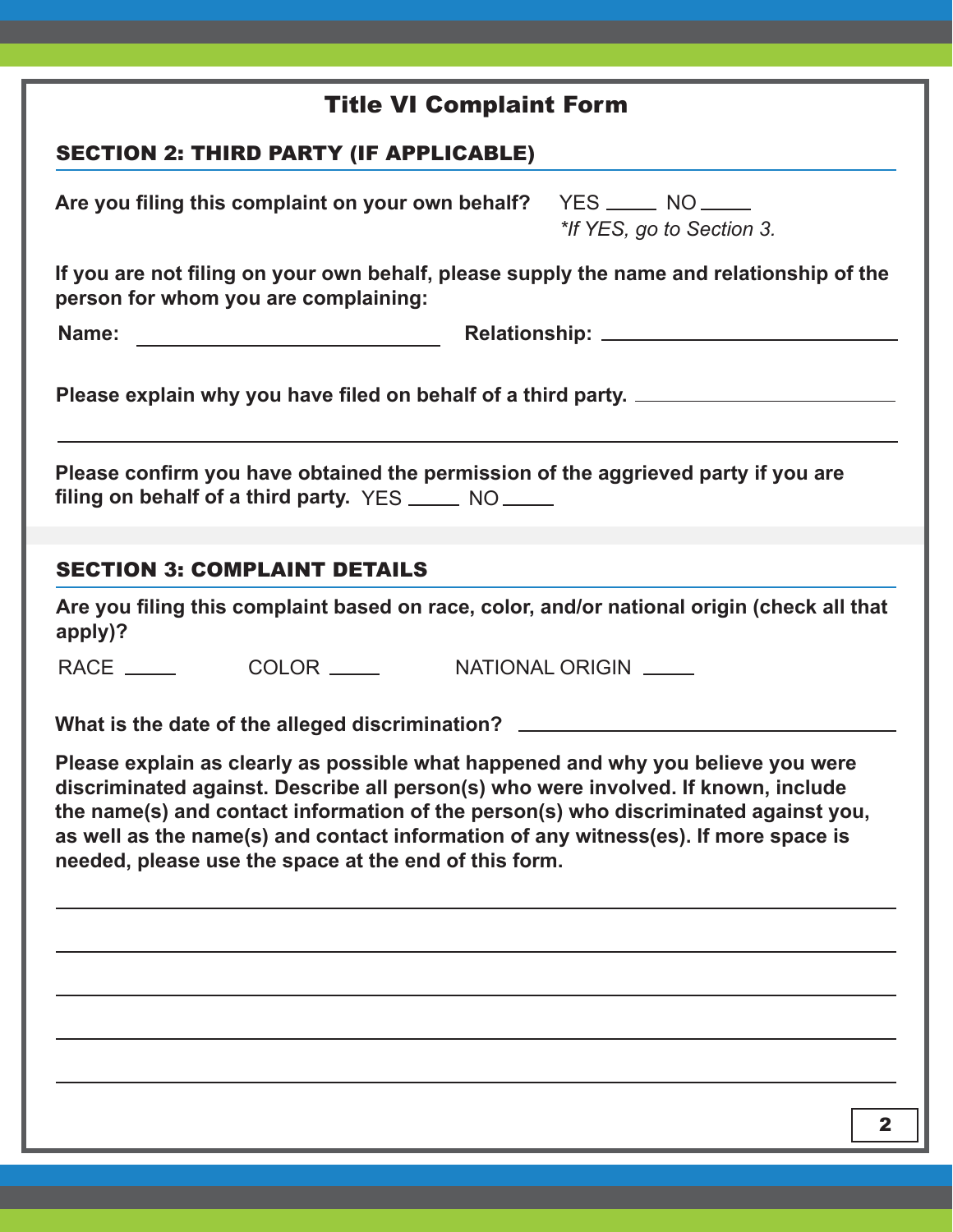## Title VI Complaint Form

### SECTION 2: THIRD PARTY (IF APPLICABLE)

**Are you filing this complaint on your own behalf?** YES _____ NO _____
*\*If YES, go to Section 3.*

**If you are not filing on your own behalf, please supply the name and relationship of the person for whom you are complaining:**

**Name:** ______________________________ **Relationship:** ______________________________

**Please explain why you have filed on behalf of a third party.** ______________________________

______________________________________________________________________________

**Please confirm you have obtained the permission of the aggrieved party if you are filing on behalf of a third party.** YES _____ NO _____

### SECTION 3: COMPLAINT DETAILS

**Are you filing this complaint based on race, color, and/or national origin (check all that apply)?**

RACE _____ COLOR _____ NATIONAL ORIGIN _____

**What is the date of the alleged discrimination?** ______________________________

**Please explain as clearly as possible what happened and why you believe you were discriminated against. Describe all person(s) who were involved. If known, include the name(s) and contact information of the person(s) who discriminated against you, as well as the name(s) and contact information of any witness(es). If more space is needed, please use the space at the end of this form.**

______________________________________________________________________________

______________________________________________________________________________

______________________________________________________________________________

______________________________________________________________________________

______________________________________________________________________________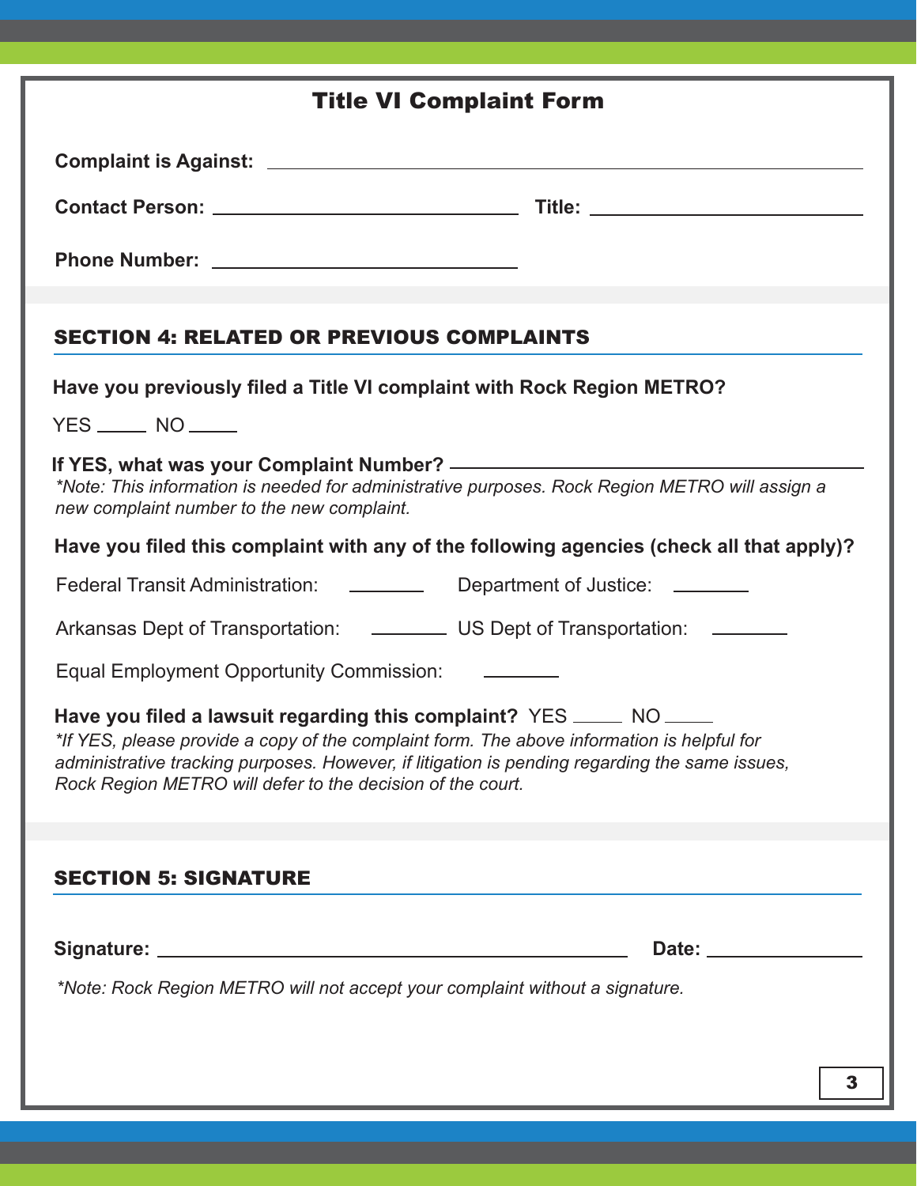## Title VI Complaint Form

**Complaint is Against:** ______________________________________________

**Contact Person:** ______________________________ **Title:** __________________________

**Phone Number:** ______________________________

### SECTION 4: RELATED OR PREVIOUS COMPLAINTS

**Have you previously filed a Title VI complaint with Rock Region METRO?**

YES _____ NO _____

**If YES, what was your Complaint Number?** ______________________________________

*\*Note: This information is needed for administrative purposes. Rock Region METRO will assign a new complaint number to the new complaint.*

**Have you filed this complaint with any of the following agencies (check all that apply)?**

Federal Transit Administration: ________ Department of Justice: ________

Arkansas Dept of Transportation: ________ US Dept of Transportation: ________

Equal Employment Opportunity Commission: ________

**Have you filed a lawsuit regarding this complaint?** YES _____ NO _____

*\*If YES, please provide a copy of the complaint form. The above information is helpful for administrative tracking purposes. However, if litigation is pending regarding the same issues, Rock Region METRO will defer to the decision of the court.*

### SECTION 5: SIGNATURE

**Signature:** ______________________________________________ **Date:** _______________

*\*Note: Rock Region METRO will not accept your complaint without a signature.*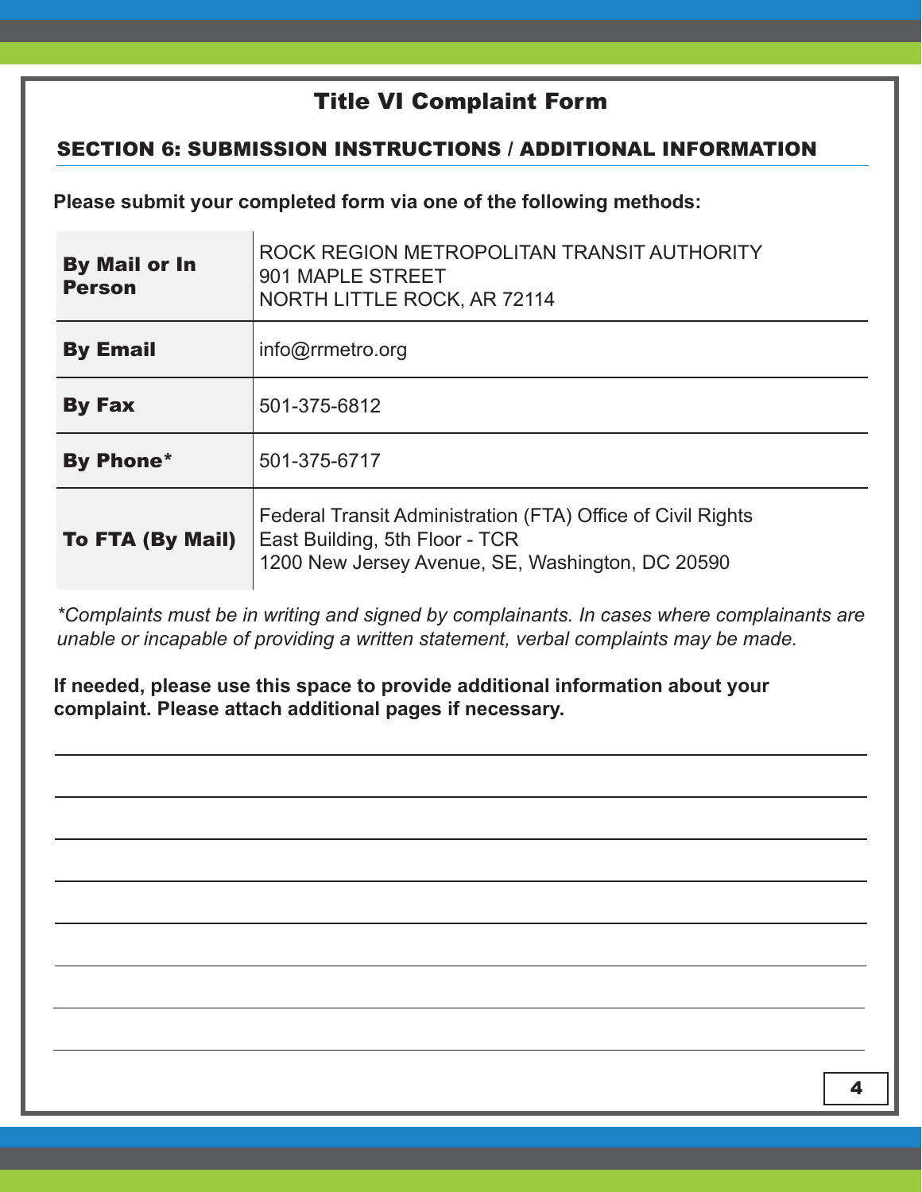# Title VI Complaint Form

## SECTION 6: SUBMISSION INSTRUCTIONS / ADDITIONAL INFORMATION

**Please submit your completed form via one of the following methods:**

| | |
|---|---|
| **By Mail or In Person** | ROCK REGION METROPOLITAN TRANSIT AUTHORITY<br>901 MAPLE STREET<br>NORTH LITTLE ROCK, AR 72114 |
| **By Email** | info@rrmetro.org |
| **By Fax** | 501-375-6812 |
| **By Phone*** | 501-375-6717 |
| **To FTA (By Mail)** | Federal Transit Administration (FTA) Office of Civil Rights<br>East Building, 5th Floor - TCR<br>1200 New Jersey Avenue, SE, Washington, DC 20590 |

*\*Complaints must be in writing and signed by complainants. In cases where complainants are unable or incapable of providing a written statement, verbal complaints may be made.*

**If needed, please use this space to provide additional information about your complaint. Please attach additional pages if necessary.**

___

___

___

___

___

___

___

___